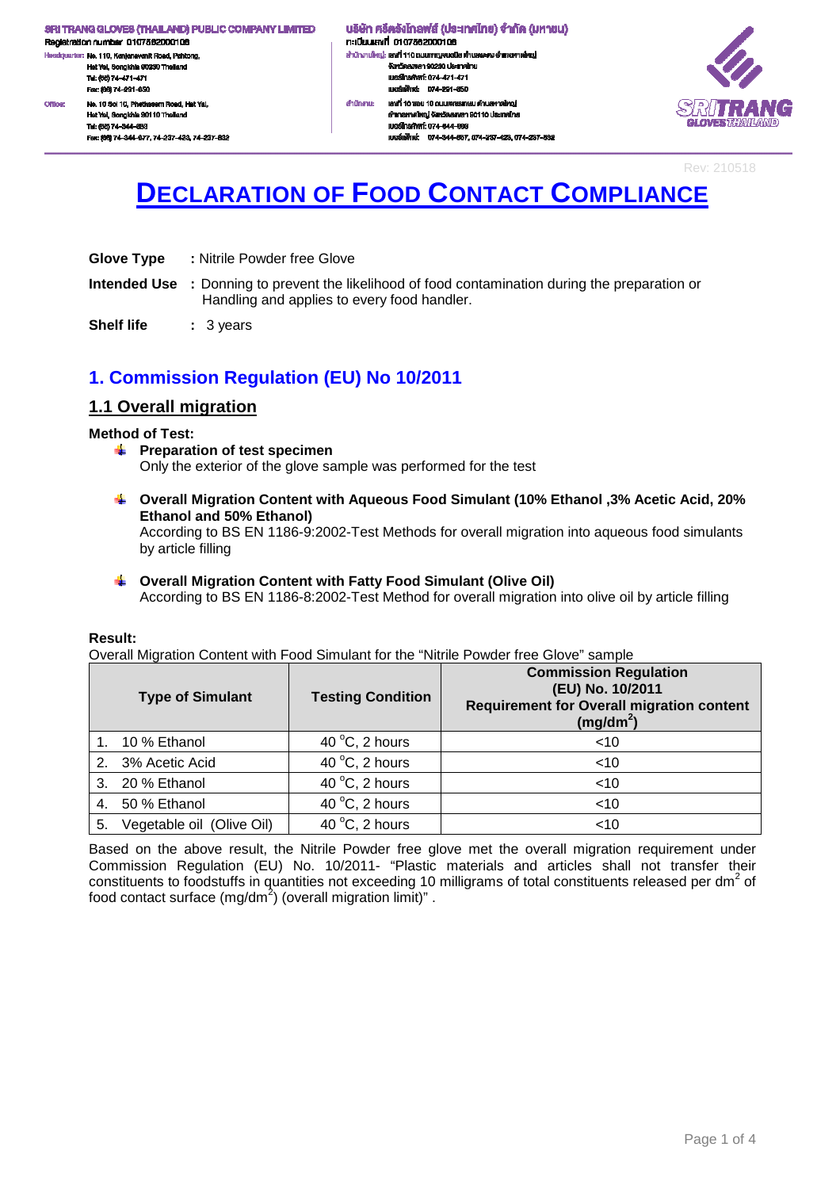SRI TRANG GLOVES (THAILAND) PUBLIC COMPANY LIMITED
Registration number 0107562000106
Headquarter: No. 110, Kanjanavanit Road, Pahtong, Hat Yai, Songkhla 90230 Thailand
Tel: (66) 74-471-471
Fax: (66) 74-291-650
Office: No. 10 Soi 10, Phetkasem Road, Hat Yai, Hat Yai, Songkhla 90110 Thailand
Tel: (66) 74-344-663
Fax: (66) 74-344-677, 74-237-423, 74-237-832

บริษัท ศรีตรังโกลฟส์ (ประเทศไทย) จำกัด (มหาชน)
ทะเบียนเลขที่ 0107562000106
สำนักงานใหญ่: เลขที่ 110 ถนนกาญจนวนิช ตำบลพะตง อำเภอหาดใหญ่ จังหวัดสงขลา 90230 ประเทศไทย
เบอร์โทรศัพท์: 074-471-471
เบอร์แฟกซ์: 074-291-650
สำนักงาน: เลขที่ 10 ซอย 10 ถนนเพชรเกษม ตำบลหาดใหญ่ อำเภอหาดใหญ่ จังหวัดสงขลา 90110 ประเทศไทย
เบอร์โทรศัพท์: 074-344-663
เบอร์แฟกซ์: 074-344-667, 074-237-423, 074-237-832

Rev: 210518

# DECLARATION OF FOOD CONTACT COMPLIANCE

**Glove Type** : Nitrile Powder free Glove

**Intended Use** : Donning to prevent the likelihood of food contamination during the preparation or Handling and applies to every food handler.

**Shelf life** : 3 years

## 1. Commission Regulation (EU) No 10/2011

### 1.1 Overall migration

**Method of Test:**

- **Preparation of test specimen**
  Only the exterior of the glove sample was performed for the test
- **Overall Migration Content with Aqueous Food Simulant (10% Ethanol ,3% Acetic Acid, 20% Ethanol and 50% Ethanol)**
  According to BS EN 1186-9:2002-Test Methods for overall migration into aqueous food simulants by article filling
- **Overall Migration Content with Fatty Food Simulant (Olive Oil)**
  According to BS EN 1186-8:2002-Test Method for overall migration into olive oil by article filling

**Result:**

Overall Migration Content with Food Simulant for the "Nitrile Powder free Glove" sample

| Type of Simulant | Testing Condition | Commission Regulation (EU) No. 10/2011 Requirement for Overall migration content (mg/dm$^2$) |
|---|---|---|
| 1. 10 % Ethanol | 40 °C, 2 hours | <10 |
| 2. 3% Acetic Acid | 40 °C, 2 hours | <10 |
| 3. 20 % Ethanol | 40 °C, 2 hours | <10 |
| 4. 50 % Ethanol | 40 °C, 2 hours | <10 |
| 5. Vegetable oil (Olive Oil) | 40 °C, 2 hours | <10 |

Based on the above result, the Nitrile Powder free glove met the overall migration requirement under Commission Regulation (EU) No. 10/2011- "Plastic materials and articles shall not transfer their constituents to foodstuffs in quantities not exceeding 10 milligrams of total constituents released per dm$^2$ of food contact surface (mg/dm$^2$) (overall migration limit)" .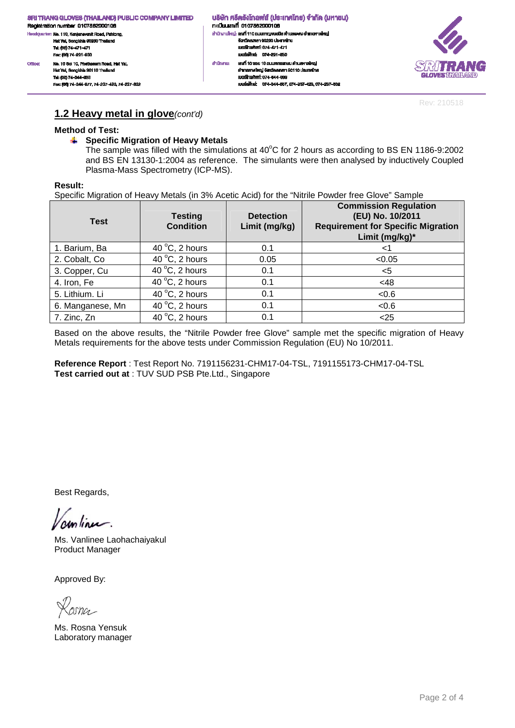## 1.2 Heavy metal in glove*(cont'd)*

**Method of Test:**

- **Specific Migration of Heavy Metals**

  The sample was filled with the simulations at 40°C for 2 hours as according to BS EN 1186-9:2002 and BS EN 13130-1:2004 as reference. The simulants were then analysed by inductively Coupled Plasma-Mass Spectrometry (ICP-MS).

**Result:**

Specific Migration of Heavy Metals (in 3% Acetic Acid) for the "Nitrile Powder free Glove" Sample

| Test | Testing Condition | Detection Limit (mg/kg) | Commission Regulation (EU) No. 10/2011 Requirement for Specific Migration Limit (mg/kg)* |
|---|---|---|---|
| 1. Barium, Ba | 40 °C, 2 hours | 0.1 | <1 |
| 2. Cobalt, Co | 40 °C, 2 hours | 0.05 | <0.05 |
| 3. Copper, Cu | 40 °C, 2 hours | 0.1 | <5 |
| 4. Iron, Fe | 40 °C, 2 hours | 0.1 | <48 |
| 5. Lithium. Li | 40 °C, 2 hours | 0.1 | <0.6 |
| 6. Manganese, Mn | 40 °C, 2 hours | 0.1 | <0.6 |
| 7. Zinc, Zn | 40 °C, 2 hours | 0.1 | <25 |

Based on the above results, the "Nitrile Powder free Glove" sample met the specific migration of Heavy Metals requirements for the above tests under Commission Regulation (EU) No 10/2011.

**Reference Report** : Test Report No. 7191156231-CHM17-04-TSL, 7191155173-CHM17-04-TSL
**Test carried out at** : TUV SUD PSB Pte.Ltd., Singapore

Best Regards,

Ms. Vanlinee Laohachaiyakul
Product Manager

Approved By:

Ms. Rosna Yensuk
Laboratory manager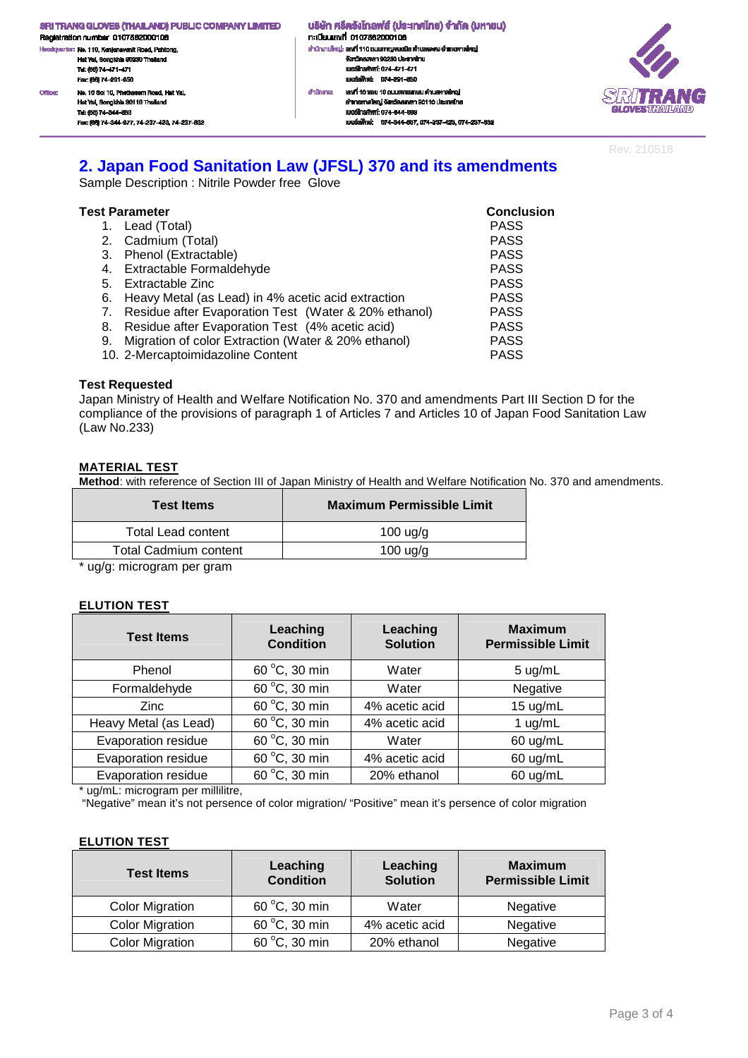## 2. Japan Food Sanitation Law (JFSL) 370 and its amendments

Sample Description : Nitrile Powder free Glove

| Test Parameter | Conclusion |
|---|---|
| 1. Lead (Total) | PASS |
| 2. Cadmium (Total) | PASS |
| 3. Phenol (Extractable) | PASS |
| 4. Extractable Formaldehyde | PASS |
| 5. Extractable Zinc | PASS |
| 6. Heavy Metal (as Lead) in 4% acetic acid extraction | PASS |
| 7. Residue after Evaporation Test (Water & 20% ethanol) | PASS |
| 8. Residue after Evaporation Test (4% acetic acid) | PASS |
| 9. Migration of color Extraction (Water & 20% ethanol) | PASS |
| 10. 2-Mercaptoimidazoline Content | PASS |

**Test Requested**

Japan Ministry of Health and Welfare Notification No. 370 and amendments Part III Section D for the compliance of the provisions of paragraph 1 of Articles 7 and Articles 10 of Japan Food Sanitation Law (Law No.233)

**MATERIAL TEST**

**Method**: with reference of Section III of Japan Ministry of Health and Welfare Notification No. 370 and amendments.

| Test Items | Maximum Permissible Limit |
|---|---|
| Total Lead content | 100 ug/g |
| Total Cadmium content | 100 ug/g |

\* ug/g: microgram per gram

**ELUTION TEST**

| Test Items | Leaching Condition | Leaching Solution | Maximum Permissible Limit |
|---|---|---|---|
| Phenol | 60 °C, 30 min | Water | 5 ug/mL |
| Formaldehyde | 60 °C, 30 min | Water | Negative |
| Zinc | 60 °C, 30 min | 4% acetic acid | 15 ug/mL |
| Heavy Metal (as Lead) | 60 °C, 30 min | 4% acetic acid | 1 ug/mL |
| Evaporation residue | 60 °C, 30 min | Water | 60 ug/mL |
| Evaporation residue | 60 °C, 30 min | 4% acetic acid | 60 ug/mL |
| Evaporation residue | 60 °C, 30 min | 20% ethanol | 60 ug/mL |

\* ug/mL: microgram per millilitre,

"Negative" mean it's not persence of color migration/ "Positive" mean it's persence of color migration

**ELUTION TEST**

| Test Items | Leaching Condition | Leaching Solution | Maximum Permissible Limit |
|---|---|---|---|
| Color Migration | 60 °C, 30 min | Water | Negative |
| Color Migration | 60 °C, 30 min | 4% acetic acid | Negative |
| Color Migration | 60 °C, 30 min | 20% ethanol | Negative |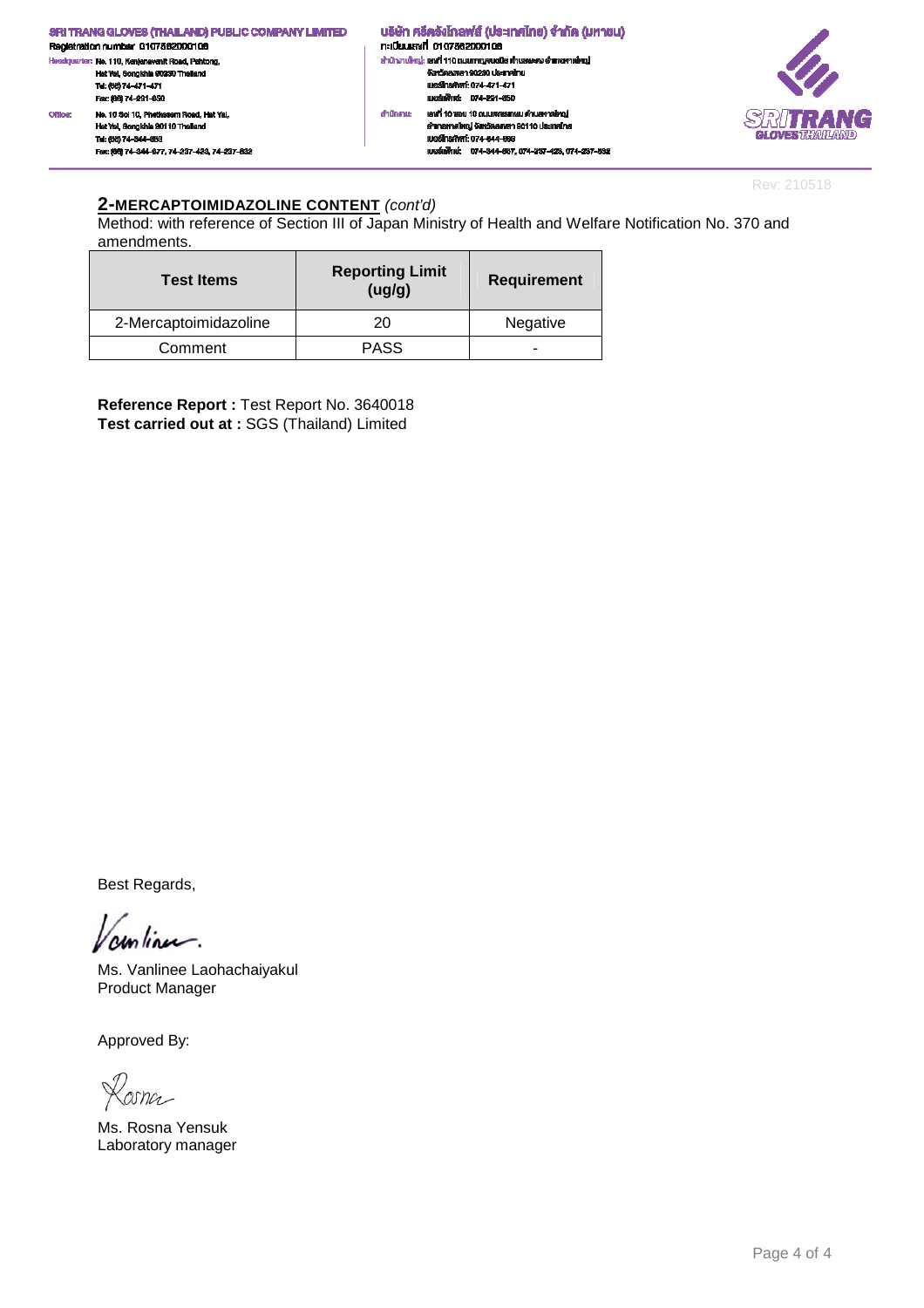## 2-MERCAPTOIMIDAZOLINE CONTENT *(cont'd)*

Method: with reference of Section III of Japan Ministry of Health and Welfare Notification No. 370 and amendments.

| Test Items | Reporting Limit (ug/g) | Requirement |
|---|---|---|
| 2-Mercaptoimidazoline | 20 | Negative |
| Comment | PASS | - |

**Reference Report :** Test Report No. 3640018
**Test carried out at :** SGS (Thailand) Limited

Best Regards,

Ms. Vanlinee Laohachaiyakul
Product Manager

Approved By:

Ms. Rosna Yensuk
Laboratory manager